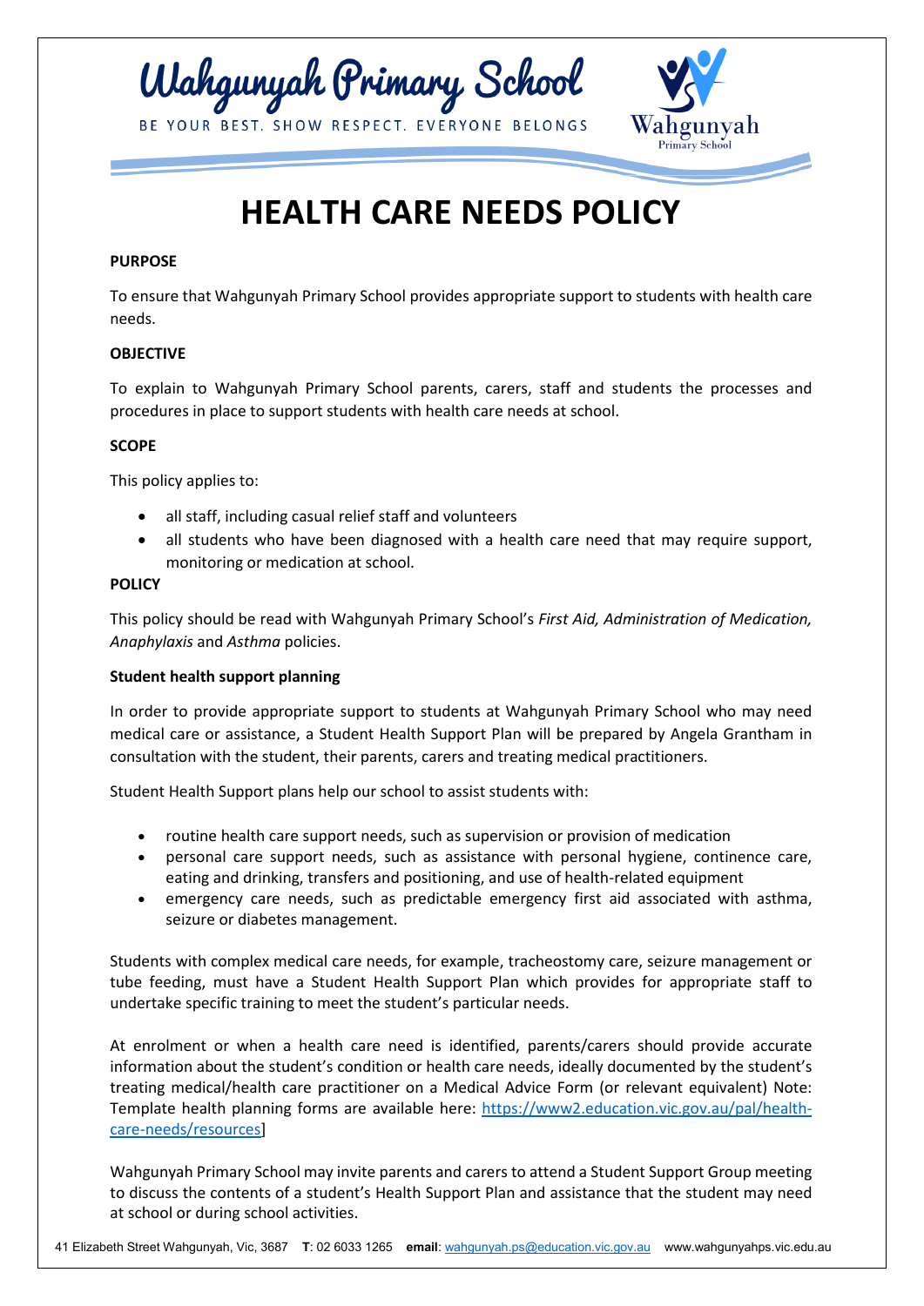# Wahgunyah Primary School

BE YOUR BEST. SHOW RESPECT. EVERYONE BELONGS

# HEALTH CARE NEEDS POLICY

**PURPOSE**

To ensure that Wahgunyah Primary School provides appropriate support to students with health care needs.

**OBJECTIVE**

To explain to Wahgunyah Primary School parents, carers, staff and students the processes and procedures in place to support students with health care needs at school.

**SCOPE**

This policy applies to:

- all staff, including casual relief staff and volunteers
- all students who have been diagnosed with a health care need that may require support, monitoring or medication at school.

**POLICY**

This policy should be read with Wahgunyah Primary School's *First Aid, Administration of Medication, Anaphylaxis* and *Asthma* policies.

**Student health support planning**

In order to provide appropriate support to students at Wahgunyah Primary School who may need medical care or assistance, a Student Health Support Plan will be prepared by Angela Grantham in consultation with the student, their parents, carers and treating medical practitioners.

Student Health Support plans help our school to assist students with:

- routine health care support needs, such as supervision or provision of medication
- personal care support needs, such as assistance with personal hygiene, continence care, eating and drinking, transfers and positioning, and use of health-related equipment
- emergency care needs, such as predictable emergency first aid associated with asthma, seizure or diabetes management.

Students with complex medical care needs, for example, tracheostomy care, seizure management or tube feeding, must have a Student Health Support Plan which provides for appropriate staff to undertake specific training to meet the student's particular needs.

At enrolment or when a health care need is identified, parents/carers should provide accurate information about the student's condition or health care needs, ideally documented by the student's treating medical/health care practitioner on a Medical Advice Form (or relevant equivalent) Note: Template health planning forms are available here: https://www2.education.vic.gov.au/pal/health-care-needs/resources]

Wahgunyah Primary School may invite parents and carers to attend a Student Support Group meeting to discuss the contents of a student's Health Support Plan and assistance that the student may need at school or during school activities.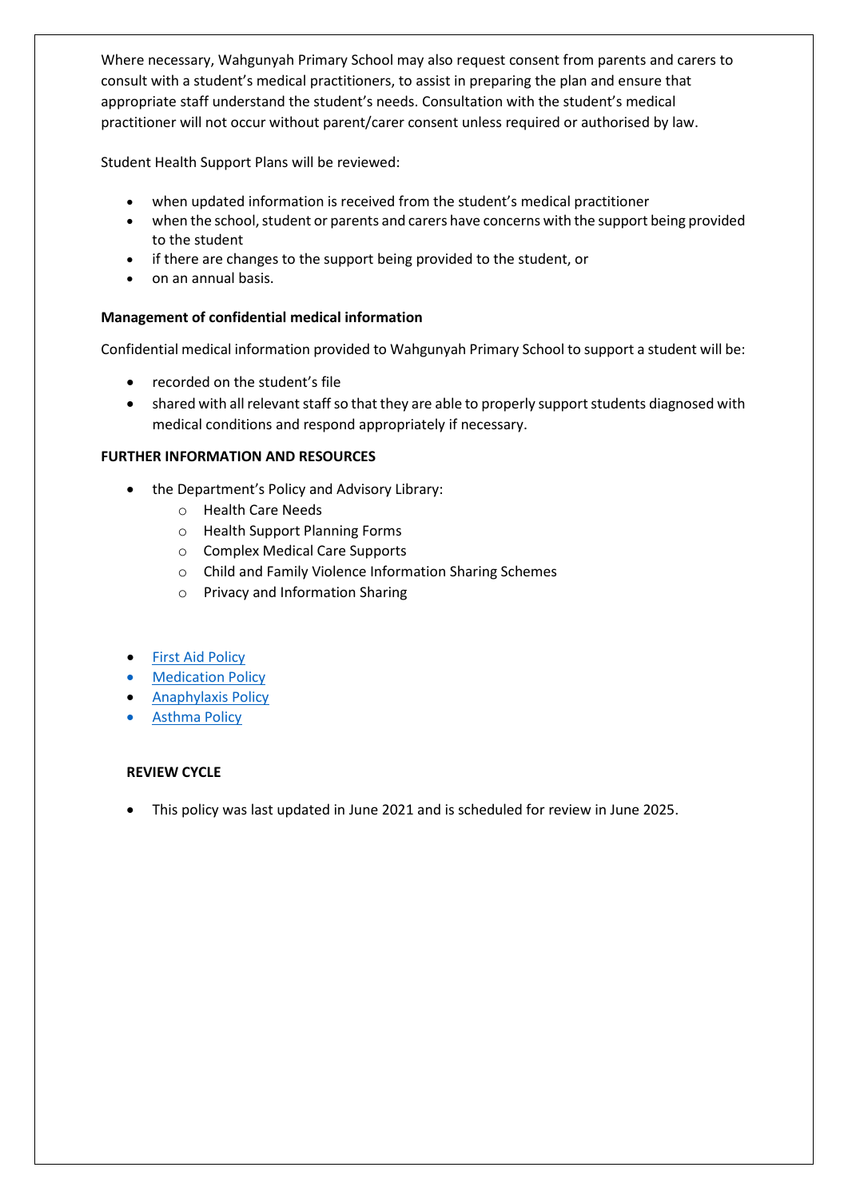Where necessary, Wahgunyah Primary School may also request consent from parents and carers to consult with a student's medical practitioners, to assist in preparing the plan and ensure that appropriate staff understand the student's needs. Consultation with the student's medical practitioner will not occur without parent/carer consent unless required or authorised by law.

Student Health Support Plans will be reviewed:

- when updated information is received from the student's medical practitioner
- when the school, student or parents and carers have concerns with the support being provided to the student
- if there are changes to the support being provided to the student, or
- on an annual basis.

**Management of confidential medical information**

Confidential medical information provided to Wahgunyah Primary School to support a student will be:

- recorded on the student's file
- shared with all relevant staff so that they are able to properly support students diagnosed with medical conditions and respond appropriately if necessary.

**FURTHER INFORMATION AND RESOURCES**

- the Department's Policy and Advisory Library:
  - Health Care Needs
  - Health Support Planning Forms
  - Complex Medical Care Supports
  - Child and Family Violence Information Sharing Schemes
  - Privacy and Information Sharing

- First Aid Policy
- Medication Policy
- Anaphylaxis Policy
- Asthma Policy

**REVIEW CYCLE**

- This policy was last updated in June 2021 and is scheduled for review in June 2025.